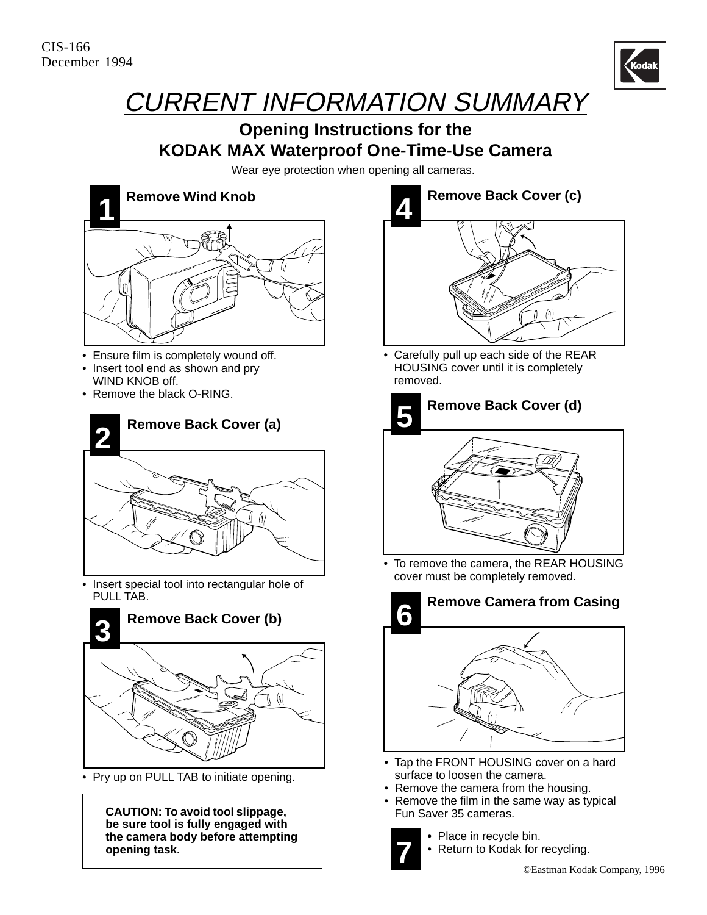CIS-166
December 1994

# CURRENT INFORMATION SUMMARY

## Opening Instructions for the KODAK MAX Waterproof One-Time-Use Camera

Wear eye protection when opening all cameras.

### 1 Remove Wind Knob

- Ensure film is completely wound off.
- Insert tool end as shown and pry WIND KNOB off.
- Remove the black O-RING.

### 2 Remove Back Cover (a)

- Insert special tool into rectangular hole of PULL TAB.

### 3 Remove Back Cover (b)

- Pry up on PULL TAB to initiate opening.

**CAUTION: To avoid tool slippage, be sure tool is fully engaged with the camera body before attempting opening task.**

### 4 Remove Back Cover (c)

- Carefully pull up each side of the REAR HOUSING cover until it is completely removed.

### 5 Remove Back Cover (d)

- To remove the camera, the REAR HOUSING cover must be completely removed.

### 6 Remove Camera from Casing

- Tap the FRONT HOUSING cover on a hard surface to loosen the camera.
- Remove the camera from the housing.
- Remove the film in the same way as typical Fun Saver 35 cameras.

### 7

- Place in recycle bin.
- Return to Kodak for recycling.

©Eastman Kodak Company, 1996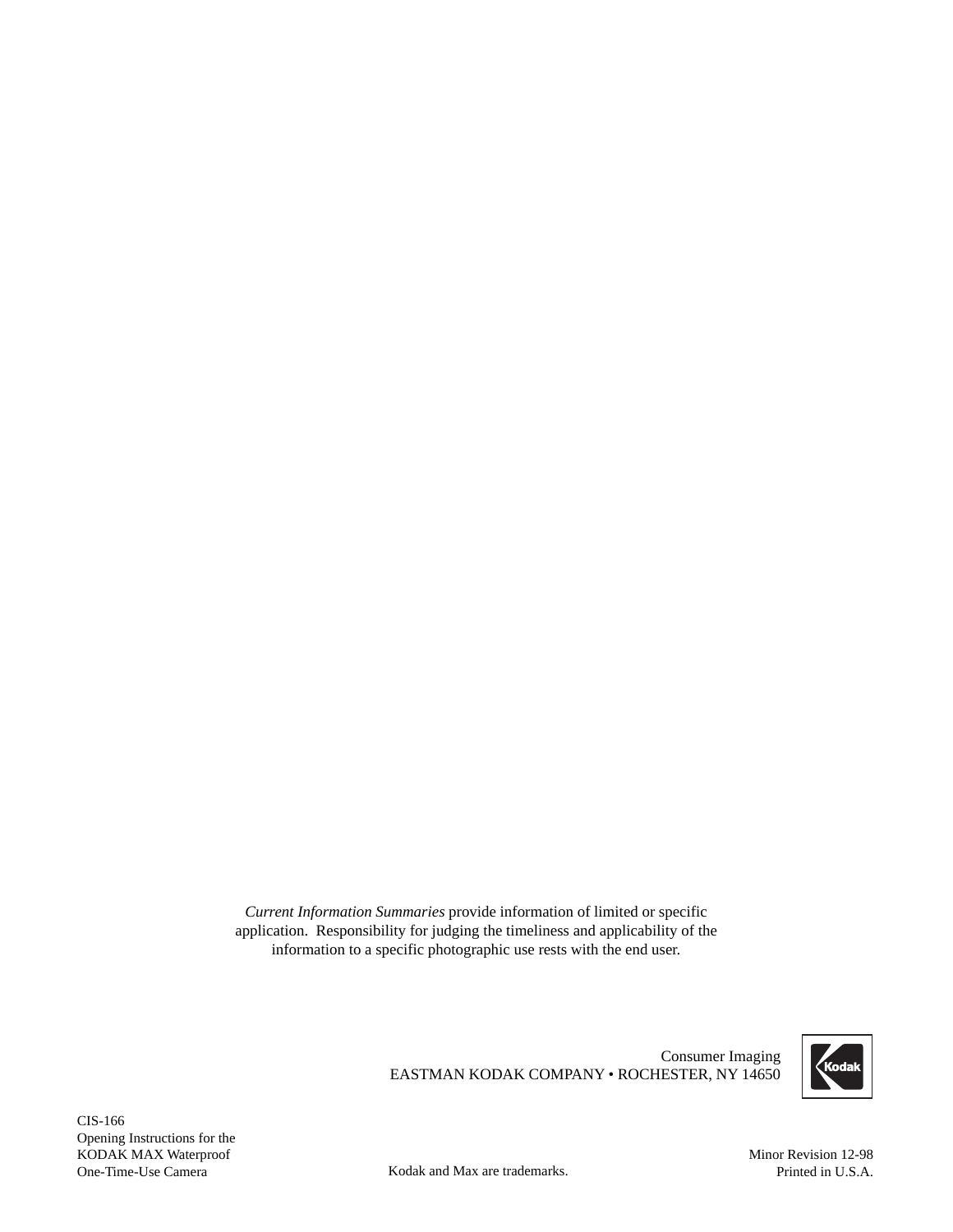*Current Information Summaries* provide information of limited or specific application. Responsibility for judging the timeliness and applicability of the information to a specific photographic use rests with the end user.

Consumer Imaging
EASTMAN KODAK COMPANY • ROCHESTER, NY 14650

Kodak

CIS-166
Opening Instructions for the
KODAK MAX Waterproof
One-Time-Use Camera

Kodak and Max are trademarks.

Minor Revision 12-98
Printed in U.S.A.